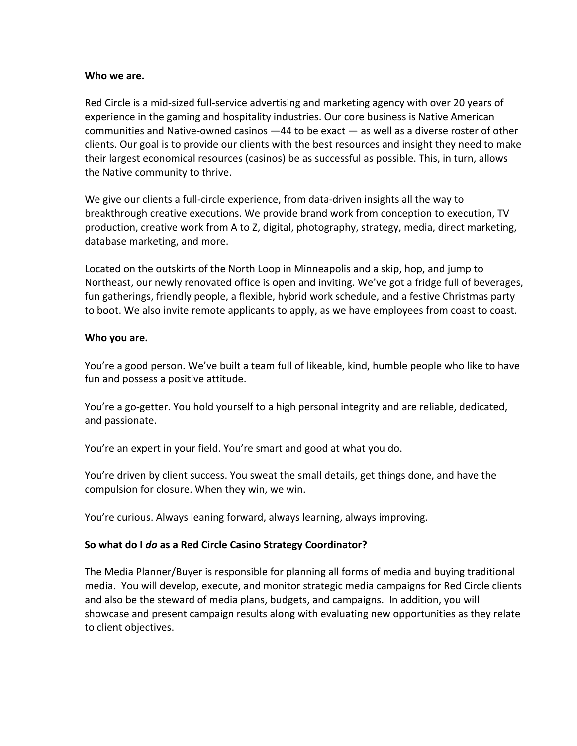**Who we are.**

Red Circle is a mid-sized full-service advertising and marketing agency with over 20 years of experience in the gaming and hospitality industries. Our core business is Native American communities and Native-owned casinos —44 to be exact — as well as a diverse roster of other clients. Our goal is to provide our clients with the best resources and insight they need to make their largest economical resources (casinos) be as successful as possible. This, in turn, allows the Native community to thrive.

We give our clients a full-circle experience, from data-driven insights all the way to breakthrough creative executions. We provide brand work from conception to execution, TV production, creative work from A to Z, digital, photography, strategy, media, direct marketing, database marketing, and more.

Located on the outskirts of the North Loop in Minneapolis and a skip, hop, and jump to Northeast, our newly renovated office is open and inviting. We've got a fridge full of beverages, fun gatherings, friendly people, a flexible, hybrid work schedule, and a festive Christmas party to boot. We also invite remote applicants to apply, as we have employees from coast to coast.

**Who you are.**

You're a good person. We've built a team full of likeable, kind, humble people who like to have fun and possess a positive attitude.

You're a go-getter. You hold yourself to a high personal integrity and are reliable, dedicated, and passionate.

You're an expert in your field. You're smart and good at what you do.

You're driven by client success. You sweat the small details, get things done, and have the compulsion for closure. When they win, we win.

You're curious. Always leaning forward, always learning, always improving.

**So what do I *do* as a Red Circle Casino Strategy Coordinator?**

The Media Planner/Buyer is responsible for planning all forms of media and buying traditional media. You will develop, execute, and monitor strategic media campaigns for Red Circle clients and also be the steward of media plans, budgets, and campaigns. In addition, you will showcase and present campaign results along with evaluating new opportunities as they relate to client objectives.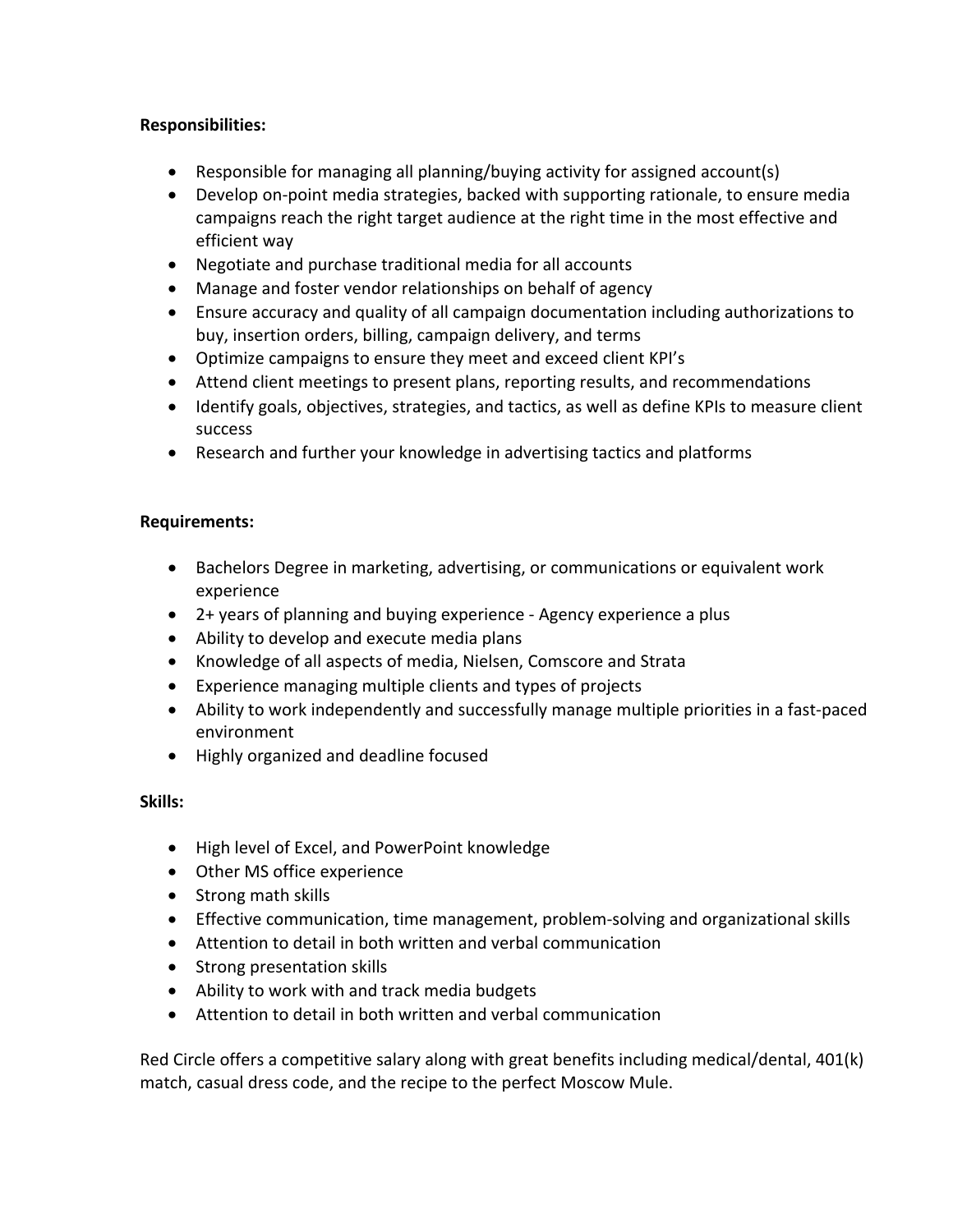**Responsibilities:**

- Responsible for managing all planning/buying activity for assigned account(s)
- Develop on-point media strategies, backed with supporting rationale, to ensure media campaigns reach the right target audience at the right time in the most effective and efficient way
- Negotiate and purchase traditional media for all accounts
- Manage and foster vendor relationships on behalf of agency
- Ensure accuracy and quality of all campaign documentation including authorizations to buy, insertion orders, billing, campaign delivery, and terms
- Optimize campaigns to ensure they meet and exceed client KPI's
- Attend client meetings to present plans, reporting results, and recommendations
- Identify goals, objectives, strategies, and tactics, as well as define KPIs to measure client success
- Research and further your knowledge in advertising tactics and platforms

**Requirements:**

- Bachelors Degree in marketing, advertising, or communications or equivalent work experience
- 2+ years of planning and buying experience - Agency experience a plus
- Ability to develop and execute media plans
- Knowledge of all aspects of media, Nielsen, Comscore and Strata
- Experience managing multiple clients and types of projects
- Ability to work independently and successfully manage multiple priorities in a fast-paced environment
- Highly organized and deadline focused

**Skills:**

- High level of Excel, and PowerPoint knowledge
- Other MS office experience
- Strong math skills
- Effective communication, time management, problem-solving and organizational skills
- Attention to detail in both written and verbal communication
- Strong presentation skills
- Ability to work with and track media budgets
- Attention to detail in both written and verbal communication

Red Circle offers a competitive salary along with great benefits including medical/dental, 401(k) match, casual dress code, and the recipe to the perfect Moscow Mule.